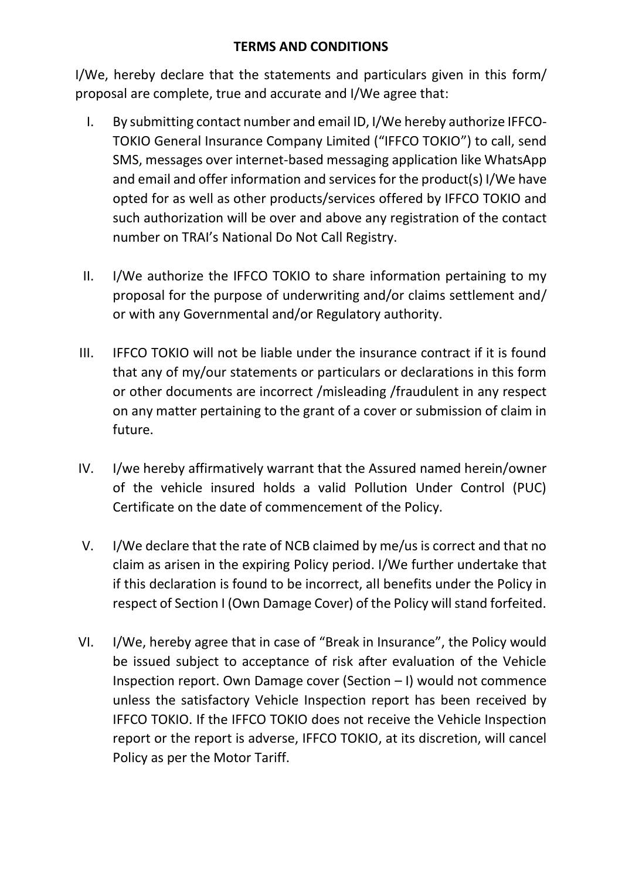## TERMS AND CONDITIONS

I/We, hereby declare that the statements and particulars given in this form/ proposal are complete, true and accurate and I/We agree that:

I. By submitting contact number and email ID, I/We hereby authorize IFFCO-TOKIO General Insurance Company Limited ("IFFCO TOKIO") to call, send SMS, messages over internet-based messaging application like WhatsApp and email and offer information and services for the product(s) I/We have opted for as well as other products/services offered by IFFCO TOKIO and such authorization will be over and above any registration of the contact number on TRAI's National Do Not Call Registry.

II. I/We authorize the IFFCO TOKIO to share information pertaining to my proposal for the purpose of underwriting and/or claims settlement and/ or with any Governmental and/or Regulatory authority.

III. IFFCO TOKIO will not be liable under the insurance contract if it is found that any of my/our statements or particulars or declarations in this form or other documents are incorrect /misleading /fraudulent in any respect on any matter pertaining to the grant of a cover or submission of claim in future.

IV. I/we hereby affirmatively warrant that the Assured named herein/owner of the vehicle insured holds a valid Pollution Under Control (PUC) Certificate on the date of commencement of the Policy.

V. I/We declare that the rate of NCB claimed by me/us is correct and that no claim as arisen in the expiring Policy period. I/We further undertake that if this declaration is found to be incorrect, all benefits under the Policy in respect of Section I (Own Damage Cover) of the Policy will stand forfeited.

VI. I/We, hereby agree that in case of "Break in Insurance", the Policy would be issued subject to acceptance of risk after evaluation of the Vehicle Inspection report. Own Damage cover (Section – I) would not commence unless the satisfactory Vehicle Inspection report has been received by IFFCO TOKIO. If the IFFCO TOKIO does not receive the Vehicle Inspection report or the report is adverse, IFFCO TOKIO, at its discretion, will cancel Policy as per the Motor Tariff.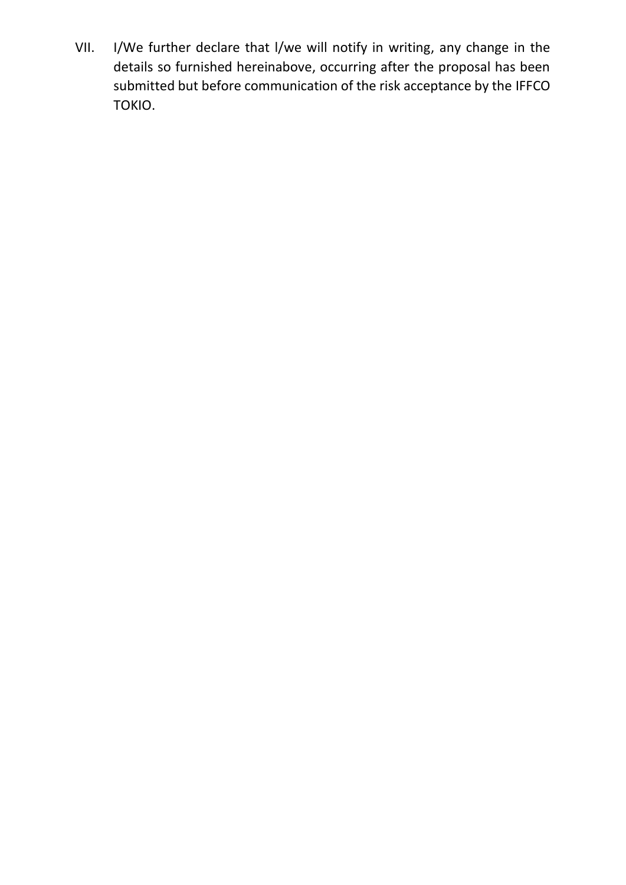VII. I/We further declare that l/we will notify in writing, any change in the details so furnished hereinabove, occurring after the proposal has been submitted but before communication of the risk acceptance by the IFFCO TOKIO.